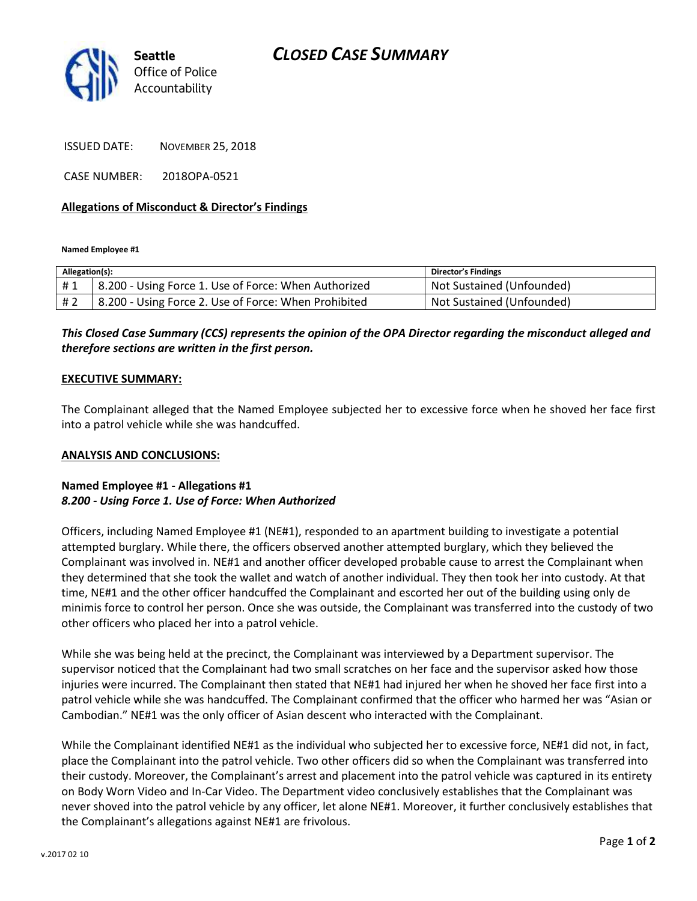Seattle Office of Police Accountability

# CLOSED CASE SUMMARY

ISSUED DATE: NOVEMBER 25, 2018

CASE NUMBER: 2018OPA-0521

**Allegations of Misconduct & Director's Findings**

**Named Employee #1**

| Allegation(s): | | Director's Findings |
|---|---|---|
| # 1 | 8.200 - Using Force 1. Use of Force: When Authorized | Not Sustained (Unfounded) |
| # 2 | 8.200 - Using Force 2. Use of Force: When Prohibited | Not Sustained (Unfounded) |

***This Closed Case Summary (CCS) represents the opinion of the OPA Director regarding the misconduct alleged and therefore sections are written in the first person.***

**EXECUTIVE SUMMARY:**

The Complainant alleged that the Named Employee subjected her to excessive force when he shoved her face first into a patrol vehicle while she was handcuffed.

**ANALYSIS AND CONCLUSIONS:**

**Named Employee #1 - Allegations #1**
***8.200 - Using Force 1. Use of Force: When Authorized***

Officers, including Named Employee #1 (NE#1), responded to an apartment building to investigate a potential attempted burglary. While there, the officers observed another attempted burglary, which they believed the Complainant was involved in. NE#1 and another officer developed probable cause to arrest the Complainant when they determined that she took the wallet and watch of another individual. They then took her into custody. At that time, NE#1 and the other officer handcuffed the Complainant and escorted her out of the building using only de minimis force to control her person. Once she was outside, the Complainant was transferred into the custody of two other officers who placed her into a patrol vehicle.

While she was being held at the precinct, the Complainant was interviewed by a Department supervisor. The supervisor noticed that the Complainant had two small scratches on her face and the supervisor asked how those injuries were incurred. The Complainant then stated that NE#1 had injured her when he shoved her face first into a patrol vehicle while she was handcuffed. The Complainant confirmed that the officer who harmed her was "Asian or Cambodian." NE#1 was the only officer of Asian descent who interacted with the Complainant.

While the Complainant identified NE#1 as the individual who subjected her to excessive force, NE#1 did not, in fact, place the Complainant into the patrol vehicle. Two other officers did so when the Complainant was transferred into their custody. Moreover, the Complainant's arrest and placement into the patrol vehicle was captured in its entirety on Body Worn Video and In-Car Video. The Department video conclusively establishes that the Complainant was never shoved into the patrol vehicle by any officer, let alone NE#1. Moreover, it further conclusively establishes that the Complainant's allegations against NE#1 are frivolous.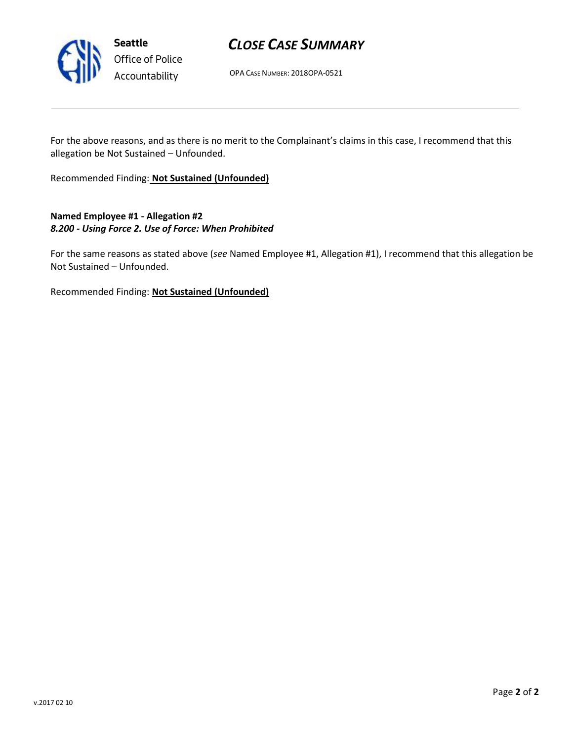For the above reasons, and as there is no merit to the Complainant's claims in this case, I recommend that this allegation be Not Sustained – Unfounded.

Recommended Finding: **Not Sustained (Unfounded)**

**Named Employee #1 - Allegation #2**
***8.200 - Using Force 2. Use of Force: When Prohibited***

For the same reasons as stated above (*see* Named Employee #1, Allegation #1), I recommend that this allegation be Not Sustained – Unfounded.

Recommended Finding: **Not Sustained (Unfounded)**